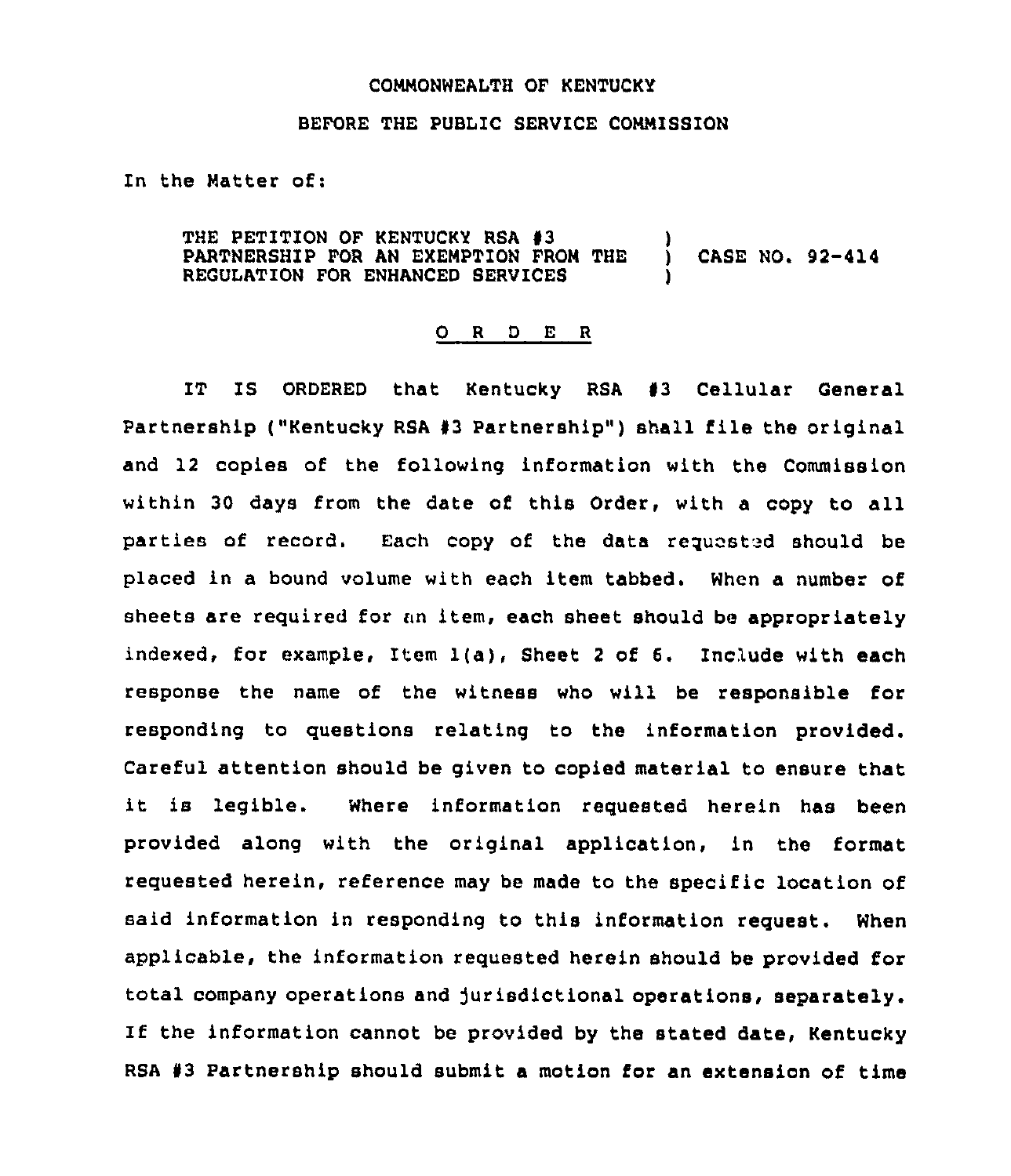COMMONWEALTH OF KENTUCKY

BEFORE THE PUBLIC SERVICE COMMISSION

In the Matter of:

THE PETITION OF KENTUCKY RSA #3 PARTNERSHIP FOR AN EXEMPTION FROM THE REGULATION FOR ENHANCED SERVICES ) CASE NO. 92-414

O R D E R

IT IS ORDERED that Kentucky RSA #3 Cellular General Partnership ("Kentucky RSA #3 Partnership") shall file the original and 12 copies of the following information with the Commission within 30 days from the date of this Order, with a copy to all parties of record. Each copy of the data requested should be placed in a bound volume with each item tabbed. When a number of sheets are required for an item, each sheet should be appropriately indexed, for example, Item 1(a), Sheet 2 of 6. Include with each response the name of the witness who will be responsible for responding to questions relating to the information provided. Careful attention should be given to copied material to ensure that it is legible. Where information requested herein has been provided along with the original application, in the format requested herein, reference may be made to the specific location of said information in responding to this information request. When applicable, the information requested herein should be provided for total company operations and jurisdictional operations, separately. If the information cannot be provided by the stated date, Kentucky RSA #3 Partnership should submit a motion for an extension of time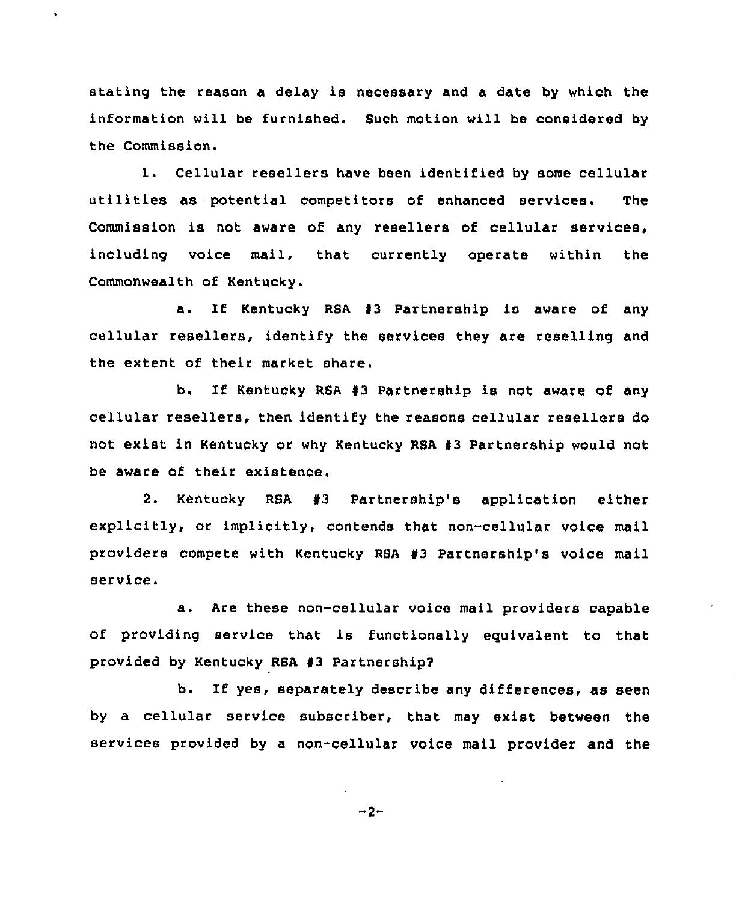stating the reason a delay is necessary and a date by which the information will be furnished. Such motion will be considered by the Commission.

1. Cellular resellers have been identified by some cellular utilities as potential competitors of enhanced services. The Commission is not aware of any resellers of cellular services, including voice mail, that currently operate within the Commonwealth of Kentucky.

a. If Kentucky RSA #3 Partnership is aware of any cellular resellers, identify the services they are reselling and the extent of their market share.

b. If Kentucky RSA #3 Partnership is not aware of any cellular resellers, then identify the reasons cellular resellers do not exist in Kentucky or why Kentucky RSA #3 Partnership would not be aware of their existence.

2. Kentucky RSA #3 Partnership's application either explicitly, or implicitly, contends that non-cellular voice mail providers compete with Kentucky RSA #3 Partnership's voice mail service.

a. Are these non-cellular voice mail providers capable of providing service that is functionally equivalent to that provided by Kentucky RSA #3 Partnership?

b. If yes, separately describe any differences, as seen by a cellular service subscriber, that may exist between the services provided by a non-cellular voice mail provider and the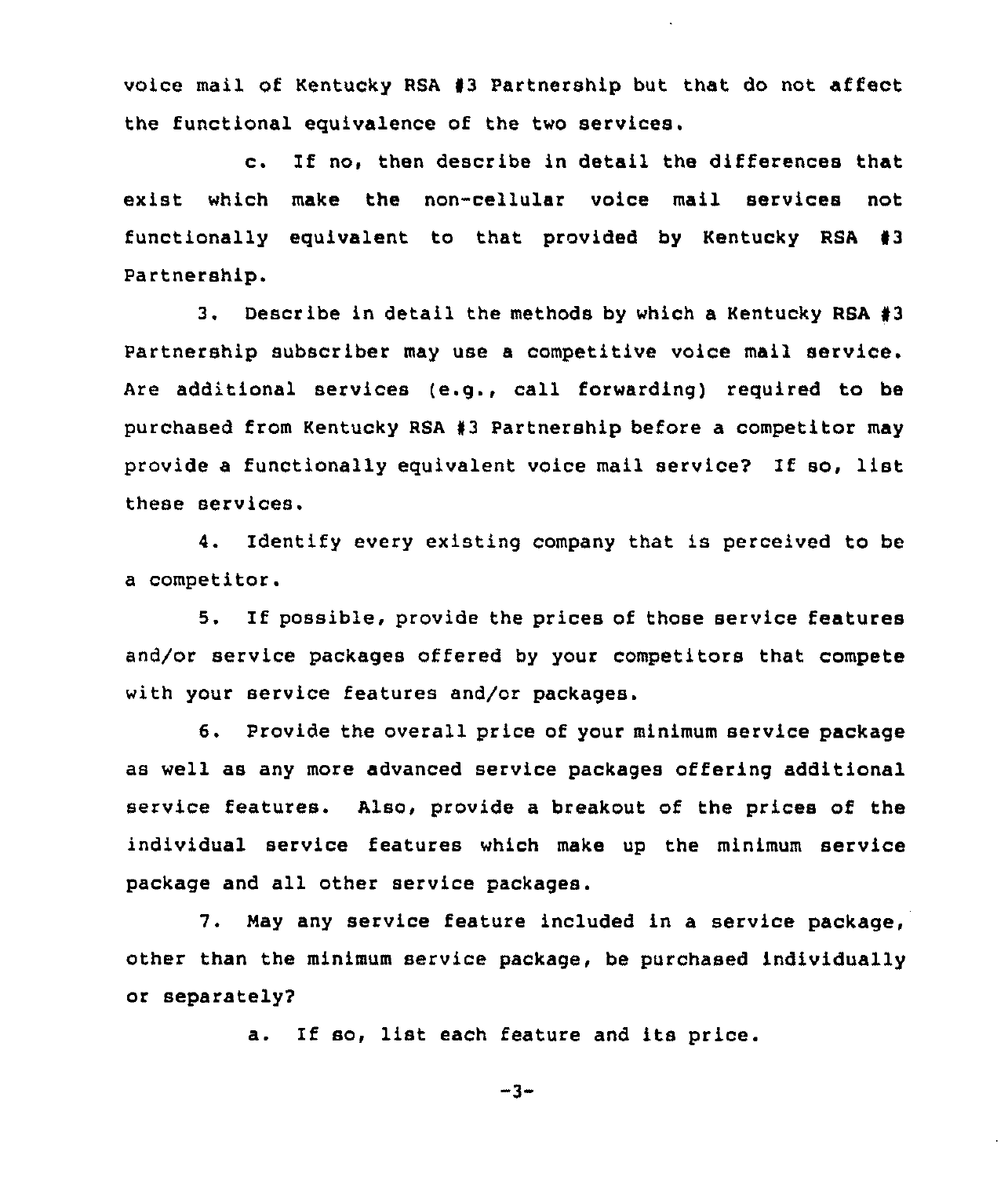voice mail of Kentucky RSA #3 Partnership but that do not affect the functional equivalence of the two services.

c. If no, then describe in detail the differences that exist which make the non-cellular voice mail services not functionally equivalent to that provided by Kentucky RSA #3 Partnership.

3. Describe in detail the methods by which a Kentucky RSA #3 Partnership subscriber may use a competitive voice mail service. Are additional services (e.g., call forwarding) required to be purchased from Kentucky RSA #3 Partnership before a competitor may provide a functionally equivalent voice mail service? If so, list these services.

4. Identify every existing company that is perceived to be a competitor.

5. If possible, provide the prices of those service features and/or service packages offered by your competitors that compete with your service features and/or packages.

6. Provide the overall price of your minimum service package as well as any more advanced service packages offering additional service features. Also, provide a breakout of the prices of the individual service features which make up the minimum service package and all other service packages.

7. May any service feature included in a service package, other than the minimum service package, be purchased individually or separately?

a. If so, list each feature and its price.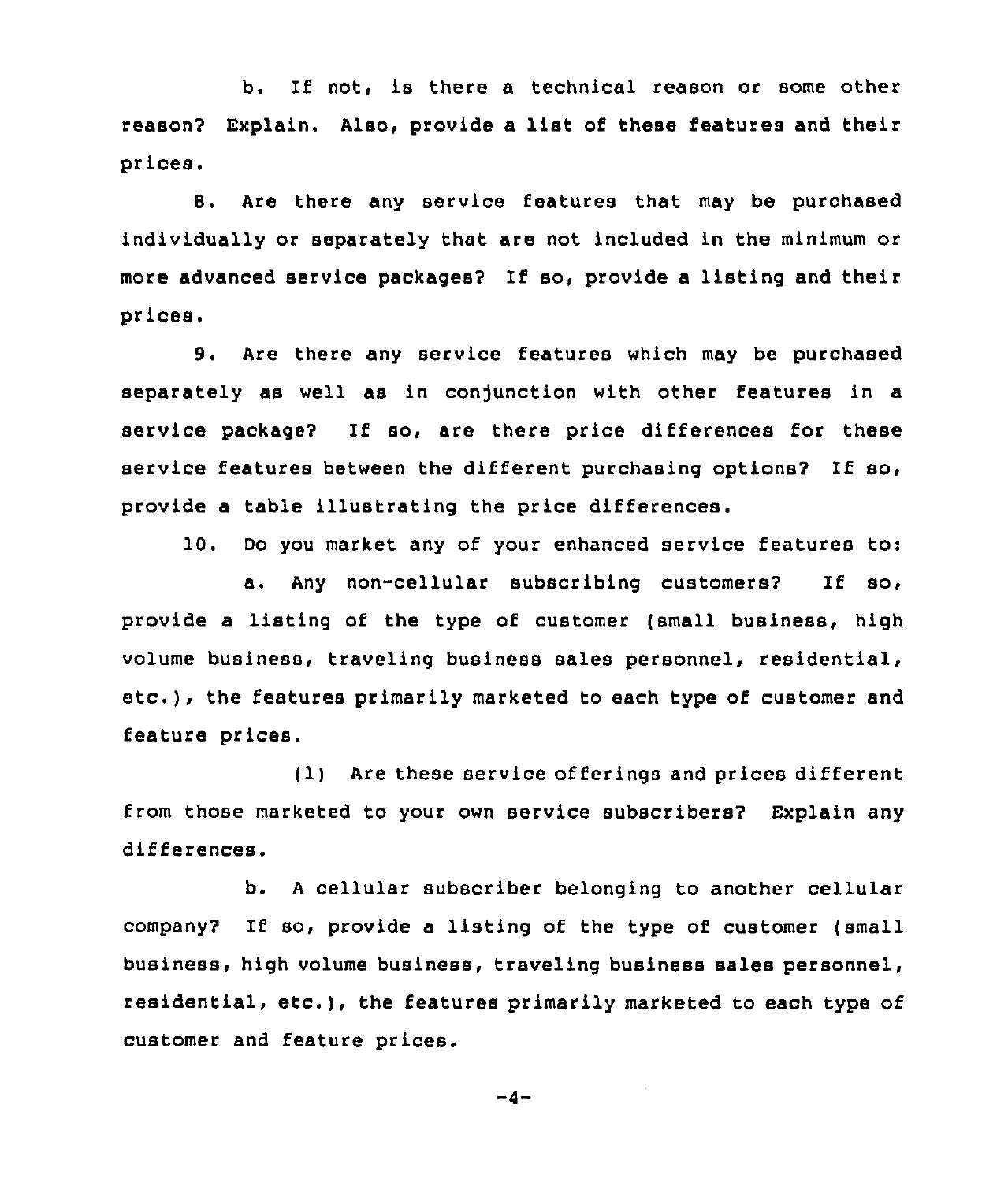b. If not, is there a technical reason or some other reason? Explain. Also, provide a list of these features and their prices.

8. Are there any service features that may be purchased individually or separately that are not included in the minimum or more advanced service packages? If so, provide a listing and their prices.

9. Are there any service features which may be purchased separately as well as in conjunction with other features in a service package? If so, are there price differences for these service features between the different purchasing options? If so, provide a table illustrating the price differences.

10. Do you market any of your enhanced service features to:

a. Any non-cellular subscribing customers? If so, provide a listing of the type of customer (small business, high volume business, traveling business sales personnel, residential, etc.), the features primarily marketed to each type of customer and feature prices.

(1) Are these service offerings and prices different from those marketed to your own service subscribers? Explain any differences.

b. A cellular subscriber belonging to another cellular company? If so, provide a listing of the type of customer (small business, high volume business, traveling business sales personnel, residential, etc.), the features primarily marketed to each type of customer and feature prices.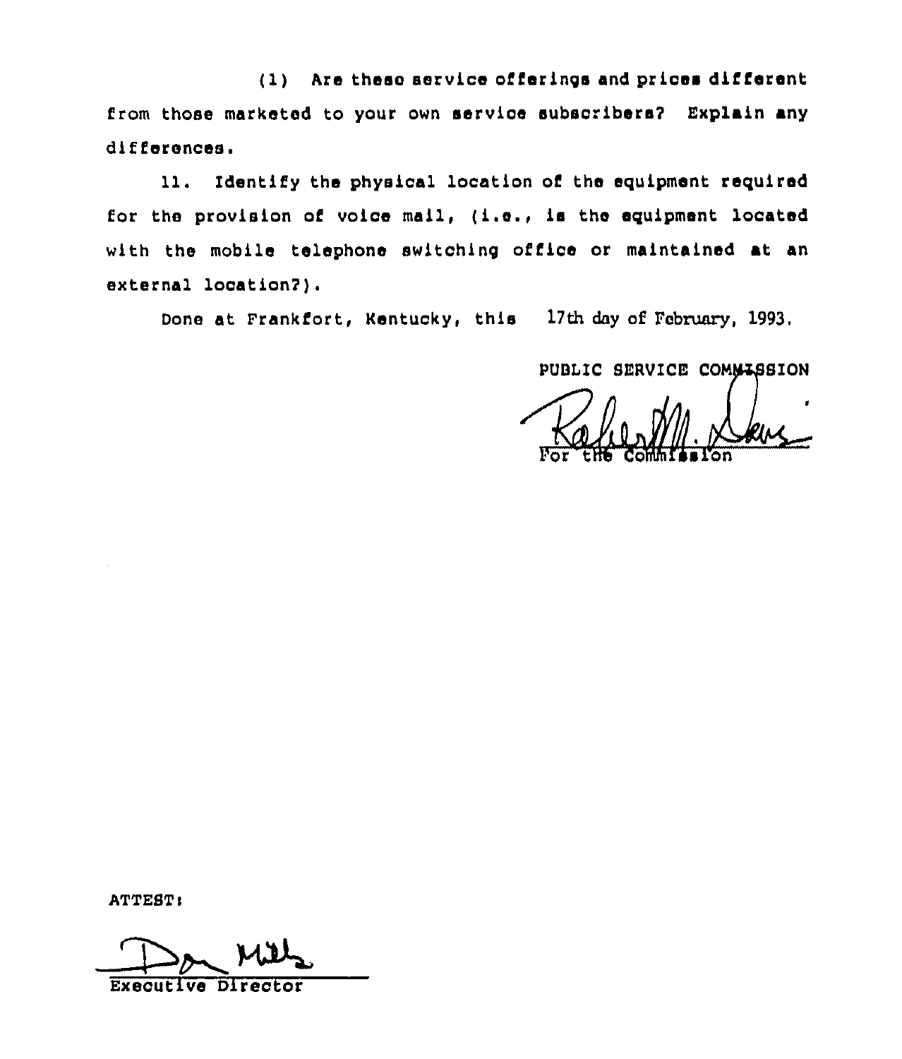(1) Are these service offerings and prices different from those marketed to your own service subscribers? Explain any differences.

11. Identify the physical location of the equipment required for the provision of voice mail, (i.e., is the equipment located with the mobile telephone switching office or maintained at an external location?).

Done at Frankfort, Kentucky, this 17th day of February, 1993.

PUBLIC SERVICE COMMISSION

For the Commission

ATTEST:

Executive Director